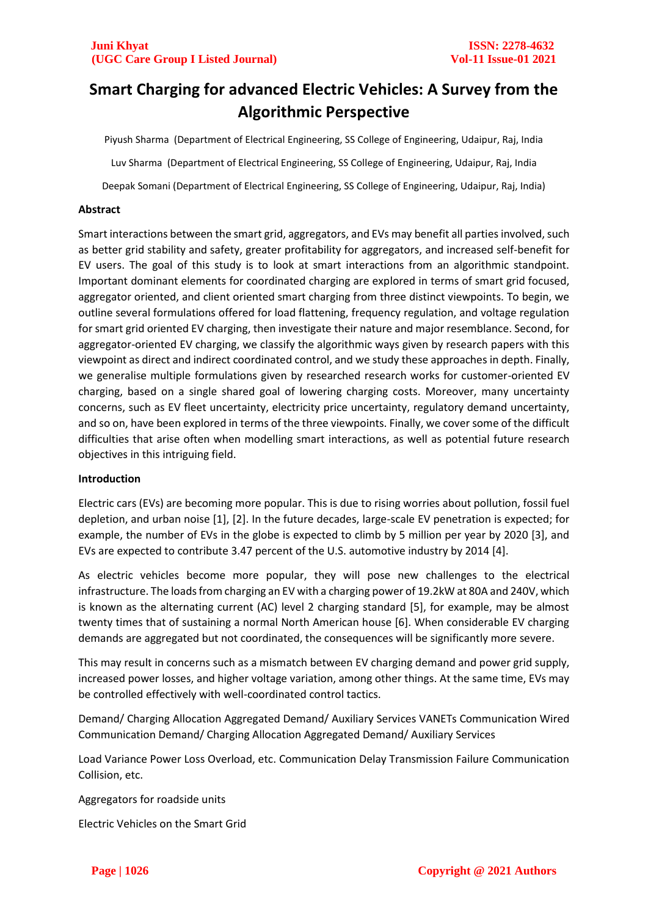# Smart Charging for advanced Electric Vehicles: A Survey from the Algorithmic Perspective

Piyush Sharma (Department of Electrical Engineering, SS College of Engineering, Udaipur, Raj, India

Luv Sharma (Department of Electrical Engineering, SS College of Engineering, Udaipur, Raj, India

Deepak Somani (Department of Electrical Engineering, SS College of Engineering, Udaipur, Raj, India)

## Abstract

Smart interactions between the smart grid, aggregators, and EVs may benefit all parties involved, such as better grid stability and safety, greater profitability for aggregators, and increased self-benefit for EV users. The goal of this study is to look at smart interactions from an algorithmic standpoint. Important dominant elements for coordinated charging are explored in terms of smart grid focused, aggregator oriented, and client oriented smart charging from three distinct viewpoints. To begin, we outline several formulations offered for load flattening, frequency regulation, and voltage regulation for smart grid oriented EV charging, then investigate their nature and major resemblance. Second, for aggregator-oriented EV charging, we classify the algorithmic ways given by research papers with this viewpoint as direct and indirect coordinated control, and we study these approaches in depth. Finally, we generalise multiple formulations given by researched research works for customer-oriented EV charging, based on a single shared goal of lowering charging costs. Moreover, many uncertainty concerns, such as EV fleet uncertainty, electricity price uncertainty, regulatory demand uncertainty, and so on, have been explored in terms of the three viewpoints. Finally, we cover some of the difficult difficulties that arise often when modelling smart interactions, as well as potential future research objectives in this intriguing field.

## Introduction

Electric cars (EVs) are becoming more popular. This is due to rising worries about pollution, fossil fuel depletion, and urban noise [1], [2]. In the future decades, large-scale EV penetration is expected; for example, the number of EVs in the globe is expected to climb by 5 million per year by 2020 [3], and EVs are expected to contribute 3.47 percent of the U.S. automotive industry by 2014 [4].

As electric vehicles become more popular, they will pose new challenges to the electrical infrastructure. The loads from charging an EV with a charging power of 19.2kW at 80A and 240V, which is known as the alternating current (AC) level 2 charging standard [5], for example, may be almost twenty times that of sustaining a normal North American house [6]. When considerable EV charging demands are aggregated but not coordinated, the consequences will be significantly more severe.

This may result in concerns such as a mismatch between EV charging demand and power grid supply, increased power losses, and higher voltage variation, among other things. At the same time, EVs may be controlled effectively with well-coordinated control tactics.

Demand/ Charging Allocation Aggregated Demand/ Auxiliary Services VANETs Communication Wired Communication Demand/ Charging Allocation Aggregated Demand/ Auxiliary Services

Load Variance Power Loss Overload, etc. Communication Delay Transmission Failure Communication Collision, etc.

Aggregators for roadside units

Electric Vehicles on the Smart Grid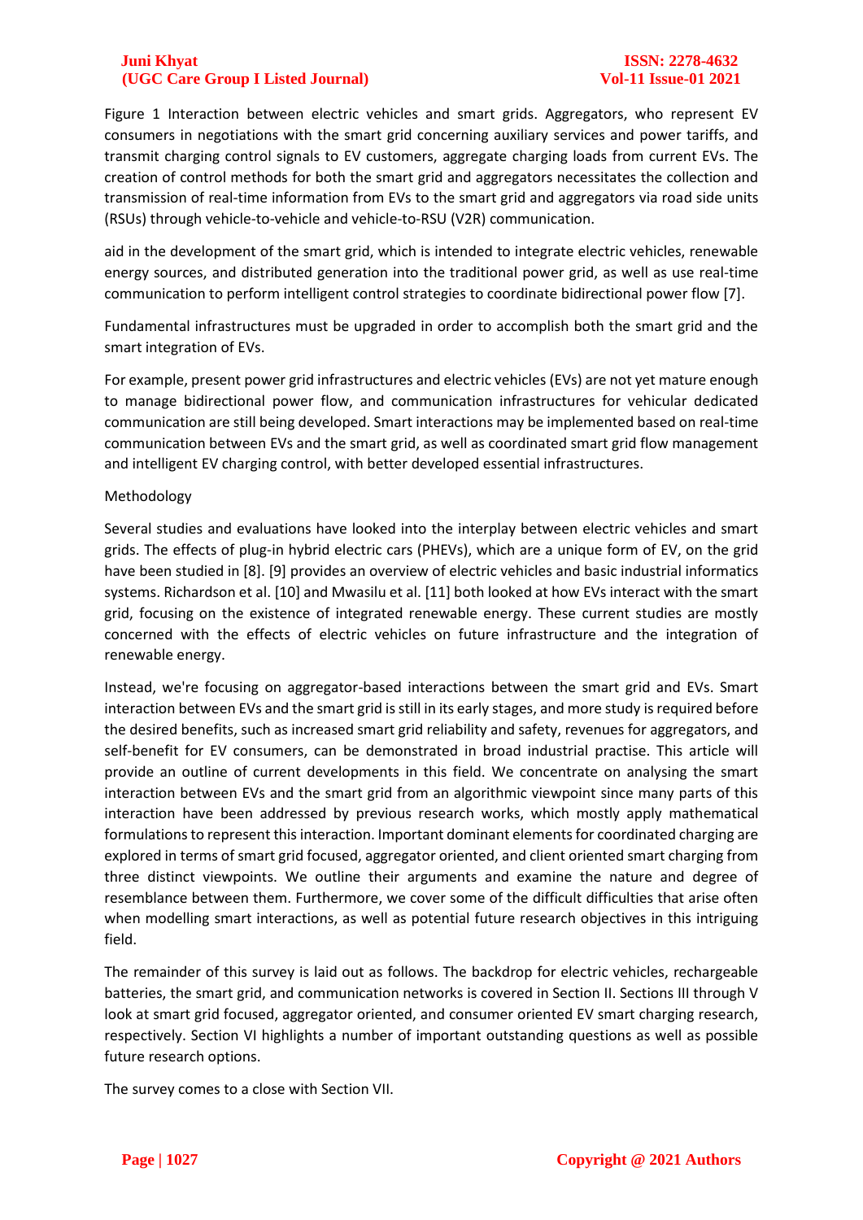Figure 1 Interaction between electric vehicles and smart grids. Aggregators, who represent EV consumers in negotiations with the smart grid concerning auxiliary services and power tariffs, and transmit charging control signals to EV customers, aggregate charging loads from current EVs. The creation of control methods for both the smart grid and aggregators necessitates the collection and transmission of real-time information from EVs to the smart grid and aggregators via road side units (RSUs) through vehicle-to-vehicle and vehicle-to-RSU (V2R) communication.

aid in the development of the smart grid, which is intended to integrate electric vehicles, renewable energy sources, and distributed generation into the traditional power grid, as well as use real-time communication to perform intelligent control strategies to coordinate bidirectional power flow [7].

Fundamental infrastructures must be upgraded in order to accomplish both the smart grid and the smart integration of EVs.

For example, present power grid infrastructures and electric vehicles (EVs) are not yet mature enough to manage bidirectional power flow, and communication infrastructures for vehicular dedicated communication are still being developed. Smart interactions may be implemented based on real-time communication between EVs and the smart grid, as well as coordinated smart grid flow management and intelligent EV charging control, with better developed essential infrastructures.

## Methodology

Several studies and evaluations have looked into the interplay between electric vehicles and smart grids. The effects of plug-in hybrid electric cars (PHEVs), which are a unique form of EV, on the grid have been studied in [8]. [9] provides an overview of electric vehicles and basic industrial informatics systems. Richardson et al. [10] and Mwasilu et al. [11] both looked at how EVs interact with the smart grid, focusing on the existence of integrated renewable energy. These current studies are mostly concerned with the effects of electric vehicles on future infrastructure and the integration of renewable energy.

Instead, we're focusing on aggregator-based interactions between the smart grid and EVs. Smart interaction between EVs and the smart grid is still in its early stages, and more study is required before the desired benefits, such as increased smart grid reliability and safety, revenues for aggregators, and self-benefit for EV consumers, can be demonstrated in broad industrial practise. This article will provide an outline of current developments in this field. We concentrate on analysing the smart interaction between EVs and the smart grid from an algorithmic viewpoint since many parts of this interaction have been addressed by previous research works, which mostly apply mathematical formulations to represent this interaction. Important dominant elements for coordinated charging are explored in terms of smart grid focused, aggregator oriented, and client oriented smart charging from three distinct viewpoints. We outline their arguments and examine the nature and degree of resemblance between them. Furthermore, we cover some of the difficult difficulties that arise often when modelling smart interactions, as well as potential future research objectives in this intriguing field.

The remainder of this survey is laid out as follows. The backdrop for electric vehicles, rechargeable batteries, the smart grid, and communication networks is covered in Section II. Sections III through V look at smart grid focused, aggregator oriented, and consumer oriented EV smart charging research, respectively. Section VI highlights a number of important outstanding questions as well as possible future research options.

The survey comes to a close with Section VII.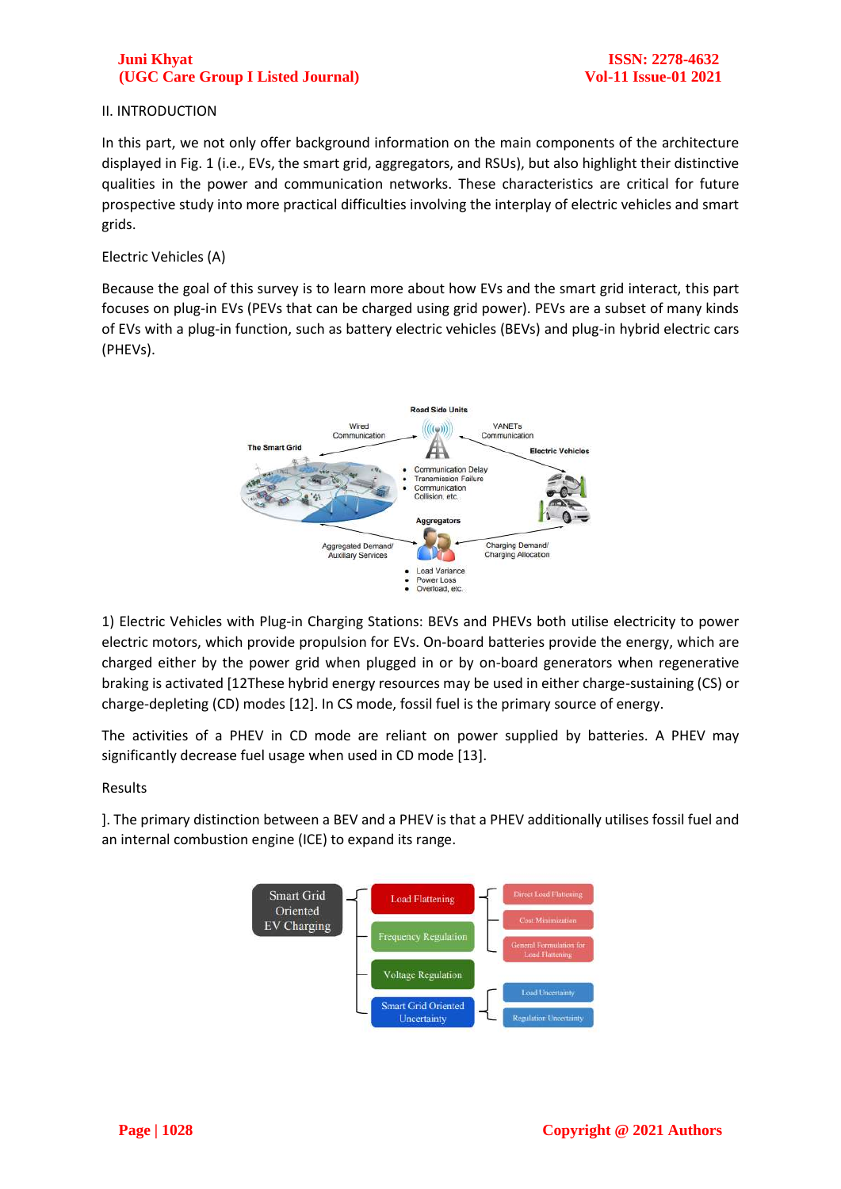II. INTRODUCTION

In this part, we not only offer background information on the main components of the architecture displayed in Fig. 1 (i.e., EVs, the smart grid, aggregators, and RSUs), but also highlight their distinctive qualities in the power and communication networks. These characteristics are critical for future prospective study into more practical difficulties involving the interplay of electric vehicles and smart grids.

Electric Vehicles (A)

Because the goal of this survey is to learn more about how EVs and the smart grid interact, this part focuses on plug-in EVs (PEVs that can be charged using grid power). PEVs are a subset of many kinds of EVs with a plug-in function, such as battery electric vehicles (BEVs) and plug-in hybrid electric cars (PHEVs).

1) Electric Vehicles with Plug-in Charging Stations: BEVs and PHEVs both utilise electricity to power electric motors, which provide propulsion for EVs. On-board batteries provide the energy, which are charged either by the power grid when plugged in or by on-board generators when regenerative braking is activated [12These hybrid energy resources may be used in either charge-sustaining (CS) or charge-depleting (CD) modes [12]. In CS mode, fossil fuel is the primary source of energy.

The activities of a PHEV in CD mode are reliant on power supplied by batteries. A PHEV may significantly decrease fuel usage when used in CD mode [13].

Results

]. The primary distinction between a BEV and a PHEV is that a PHEV additionally utilises fossil fuel and an internal combustion engine (ICE) to expand its range.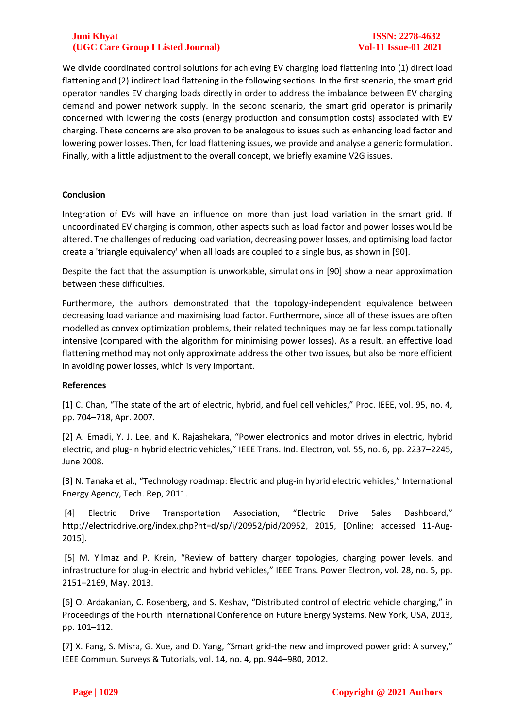We divide coordinated control solutions for achieving EV charging load flattening into (1) direct load flattening and (2) indirect load flattening in the following sections. In the first scenario, the smart grid operator handles EV charging loads directly in order to address the imbalance between EV charging demand and power network supply. In the second scenario, the smart grid operator is primarily concerned with lowering the costs (energy production and consumption costs) associated with EV charging. These concerns are also proven to be analogous to issues such as enhancing load factor and lowering power losses. Then, for load flattening issues, we provide and analyse a generic formulation. Finally, with a little adjustment to the overall concept, we briefly examine V2G issues.

## Conclusion

Integration of EVs will have an influence on more than just load variation in the smart grid. If uncoordinated EV charging is common, other aspects such as load factor and power losses would be altered. The challenges of reducing load variation, decreasing power losses, and optimising load factor create a 'triangle equivalency' when all loads are coupled to a single bus, as shown in [90].

Despite the fact that the assumption is unworkable, simulations in [90] show a near approximation between these difficulties.

Furthermore, the authors demonstrated that the topology-independent equivalence between decreasing load variance and maximising load factor. Furthermore, since all of these issues are often modelled as convex optimization problems, their related techniques may be far less computationally intensive (compared with the algorithm for minimising power losses). As a result, an effective load flattening method may not only approximate address the other two issues, but also be more efficient in avoiding power losses, which is very important.

## References

[1] C. Chan, "The state of the art of electric, hybrid, and fuel cell vehicles," Proc. IEEE, vol. 95, no. 4, pp. 704–718, Apr. 2007.

[2] A. Emadi, Y. J. Lee, and K. Rajashekara, "Power electronics and motor drives in electric, hybrid electric, and plug-in hybrid electric vehicles," IEEE Trans. Ind. Electron, vol. 55, no. 6, pp. 2237–2245, June 2008.

[3] N. Tanaka et al., "Technology roadmap: Electric and plug-in hybrid electric vehicles," International Energy Agency, Tech. Rep, 2011.

[4] Electric Drive Transportation Association, "Electric Drive Sales Dashboard," http://electricdrive.org/index.php?ht=d/sp/i/20952/pid/20952, 2015, [Online; accessed 11-Aug-2015].

[5] M. Yilmaz and P. Krein, "Review of battery charger topologies, charging power levels, and infrastructure for plug-in electric and hybrid vehicles," IEEE Trans. Power Electron, vol. 28, no. 5, pp. 2151–2169, May. 2013.

[6] O. Ardakanian, C. Rosenberg, and S. Keshav, "Distributed control of electric vehicle charging," in Proceedings of the Fourth International Conference on Future Energy Systems, New York, USA, 2013, pp. 101–112.

[7] X. Fang, S. Misra, G. Xue, and D. Yang, "Smart grid-the new and improved power grid: A survey," IEEE Commun. Surveys & Tutorials, vol. 14, no. 4, pp. 944–980, 2012.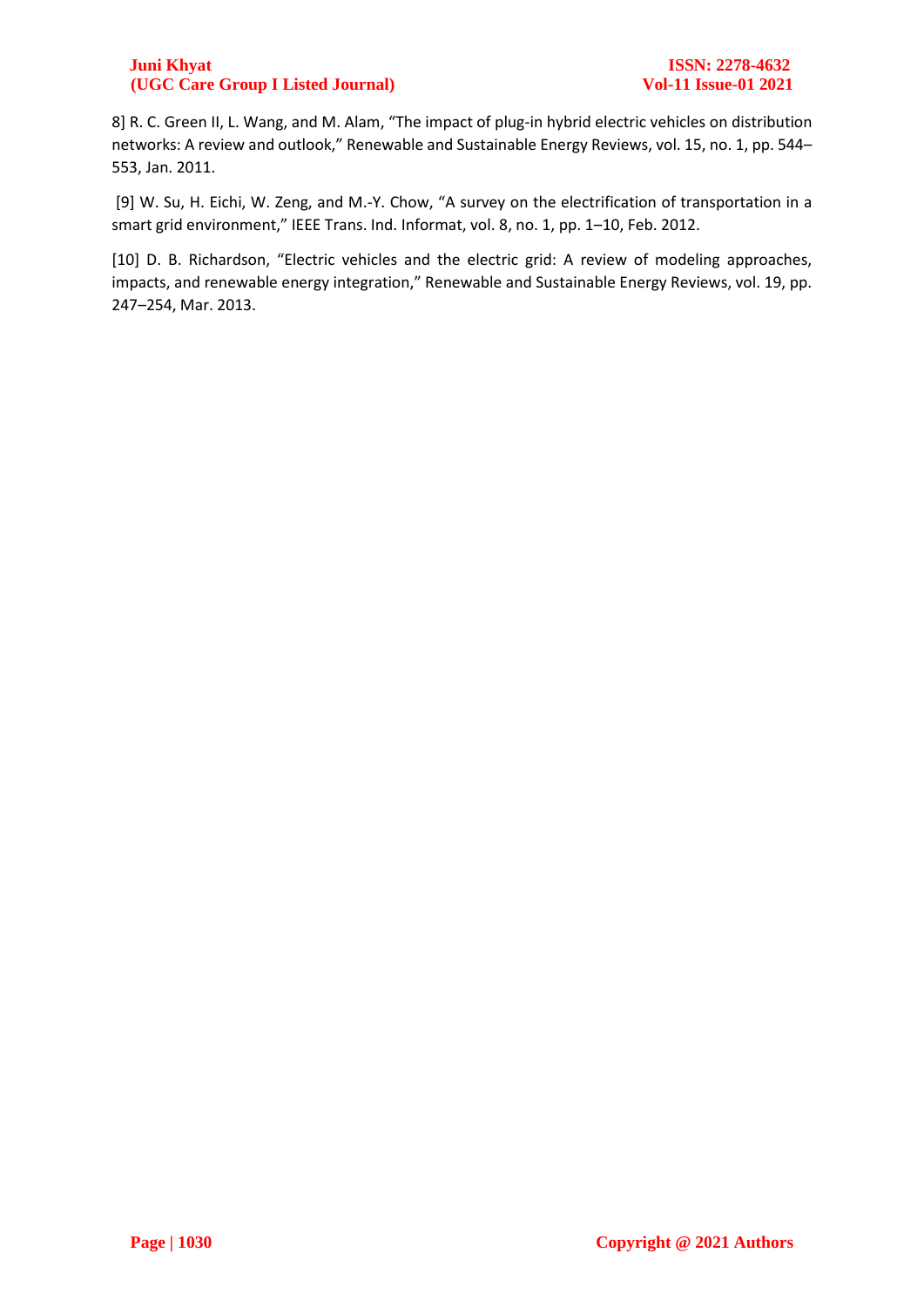8] R. C. Green II, L. Wang, and M. Alam, "The impact of plug-in hybrid electric vehicles on distribution networks: A review and outlook," Renewable and Sustainable Energy Reviews, vol. 15, no. 1, pp. 544–553, Jan. 2011.

[9] W. Su, H. Eichi, W. Zeng, and M.-Y. Chow, "A survey on the electrification of transportation in a smart grid environment," IEEE Trans. Ind. Informat, vol. 8, no. 1, pp. 1–10, Feb. 2012.

[10] D. B. Richardson, "Electric vehicles and the electric grid: A review of modeling approaches, impacts, and renewable energy integration," Renewable and Sustainable Energy Reviews, vol. 19, pp. 247–254, Mar. 2013.